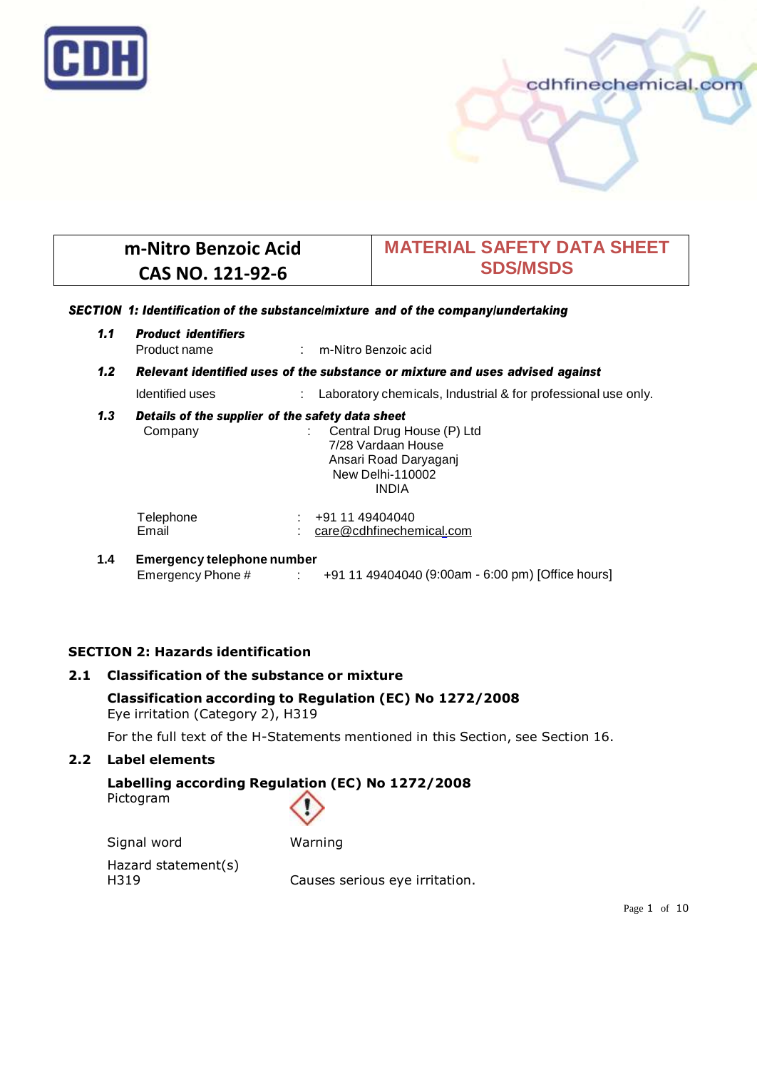CDH

cdhfinechemical.com

| m-Nitro Benzoic Acid<br>CAS NO. 121-92-6 | MATERIAL SAFETY DATA SHEET<br>SDS/MSDS |
|---|---|

## SECTION 1: Identification of the substance/mixture and of the company/undertaking

### 1.1 Product identifiers

Product name : m-Nitro Benzoic acid

### 1.2 Relevant identified uses of the substance or mixture and uses advised against

Identified uses : Laboratory chemicals, Industrial & for professional use only.

### 1.3 Details of the supplier of the safety data sheet

Company : Central Drug House (P) Ltd
7/28 Vardaan House
Ansari Road Daryaganj
New Delhi-110002
INDIA

Telephone : +91 11 49404040
Email : care@cdhfinechemical.com

### 1.4 Emergency telephone number

Emergency Phone # : +91 11 49404040 (9:00am - 6:00 pm) [Office hours]

## SECTION 2: Hazards identification

### 2.1 Classification of the substance or mixture

**Classification according to Regulation (EC) No 1272/2008**
Eye irritation (Category 2), H319

For the full text of the H-Statements mentioned in this Section, see Section 16.

### 2.2 Label elements

**Labelling according Regulation (EC) No 1272/2008**
Pictogram

Signal word Warning

Hazard statement(s)
H319 Causes serious eye irritation.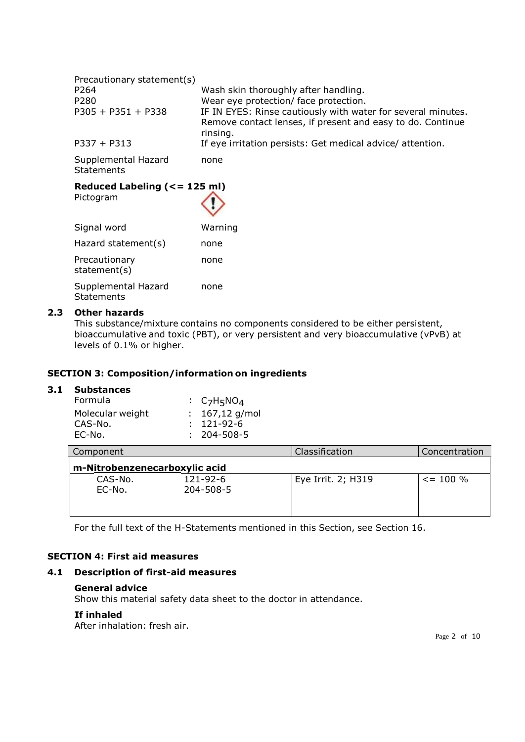Precautionary statement(s)

| | |
|---|---|
| P264 | Wash skin thoroughly after handling. |
| P280 | Wear eye protection/ face protection. |
| P305 + P351 + P338 | IF IN EYES: Rinse cautiously with water for several minutes. Remove contact lenses, if present and easy to do. Continue rinsing. |
| P337 + P313 | If eye irritation persists: Get medical advice/ attention. |
| Supplemental Hazard Statements | none |

**Reduced Labeling (<= 125 ml)**

| | |
|---|---|
| Pictogram | |
| Signal word | Warning |
| Hazard statement(s) | none |
| Precautionary statement(s) | none |
| Supplemental Hazard Statements | none |

### 2.3 Other hazards

This substance/mixture contains no components considered to be either persistent, bioaccumulative and toxic (PBT), or very persistent and very bioaccumulative (vPvB) at levels of 0.1% or higher.

## SECTION 3: Composition/information on ingredients

### 3.1 Substances

| | | |
|---|---|---|
| Formula | : | $C_7H_5NO_4$ |
| Molecular weight | : | 167,12 g/mol |
| CAS-No. | : | 121-92-6 |
| EC-No. | : | 204-508-5 |

| Component | | Classification | Concentration |
|---|---|---|---|
| **m-Nitrobenzenecarboxylic acid** | | | |
| CAS-No. / EC-No. | 121-92-6 / 204-508-5 | Eye Irrit. 2; H319 | <= 100 % |

For the full text of the H-Statements mentioned in this Section, see Section 16.

## SECTION 4: First aid measures

### 4.1 Description of first-aid measures

**General advice**

Show this material safety data sheet to the doctor in attendance.

**If inhaled**

After inhalation: fresh air.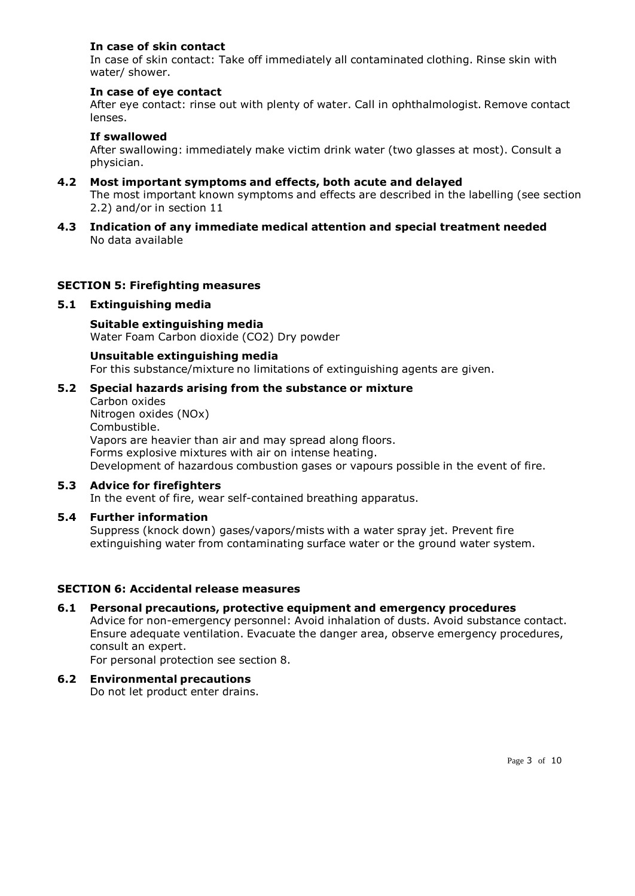**In case of skin contact**

In case of skin contact: Take off immediately all contaminated clothing. Rinse skin with water/ shower.

**In case of eye contact**

After eye contact: rinse out with plenty of water. Call in ophthalmologist. Remove contact lenses.

**If swallowed**

After swallowing: immediately make victim drink water (two glasses at most). Consult a physician.

### 4.2 Most important symptoms and effects, both acute and delayed

The most important known symptoms and effects are described in the labelling (see section 2.2) and/or in section 11

### 4.3 Indication of any immediate medical attention and special treatment needed

No data available

## SECTION 5: Firefighting measures

### 5.1 Extinguishing media

**Suitable extinguishing media**

Water Foam Carbon dioxide ($CO_2$) Dry powder

**Unsuitable extinguishing media**

For this substance/mixture no limitations of extinguishing agents are given.

### 5.2 Special hazards arising from the substance or mixture

Carbon oxides
Nitrogen oxides (NOx)
Combustible.
Vapors are heavier than air and may spread along floors.
Forms explosive mixtures with air on intense heating.
Development of hazardous combustion gases or vapours possible in the event of fire.

### 5.3 Advice for firefighters

In the event of fire, wear self-contained breathing apparatus.

### 5.4 Further information

Suppress (knock down) gases/vapors/mists with a water spray jet. Prevent fire extinguishing water from contaminating surface water or the ground water system.

## SECTION 6: Accidental release measures

### 6.1 Personal precautions, protective equipment and emergency procedures

Advice for non-emergency personnel: Avoid inhalation of dusts. Avoid substance contact. Ensure adequate ventilation. Evacuate the danger area, observe emergency procedures, consult an expert.

For personal protection see section 8.

### 6.2 Environmental precautions

Do not let product enter drains.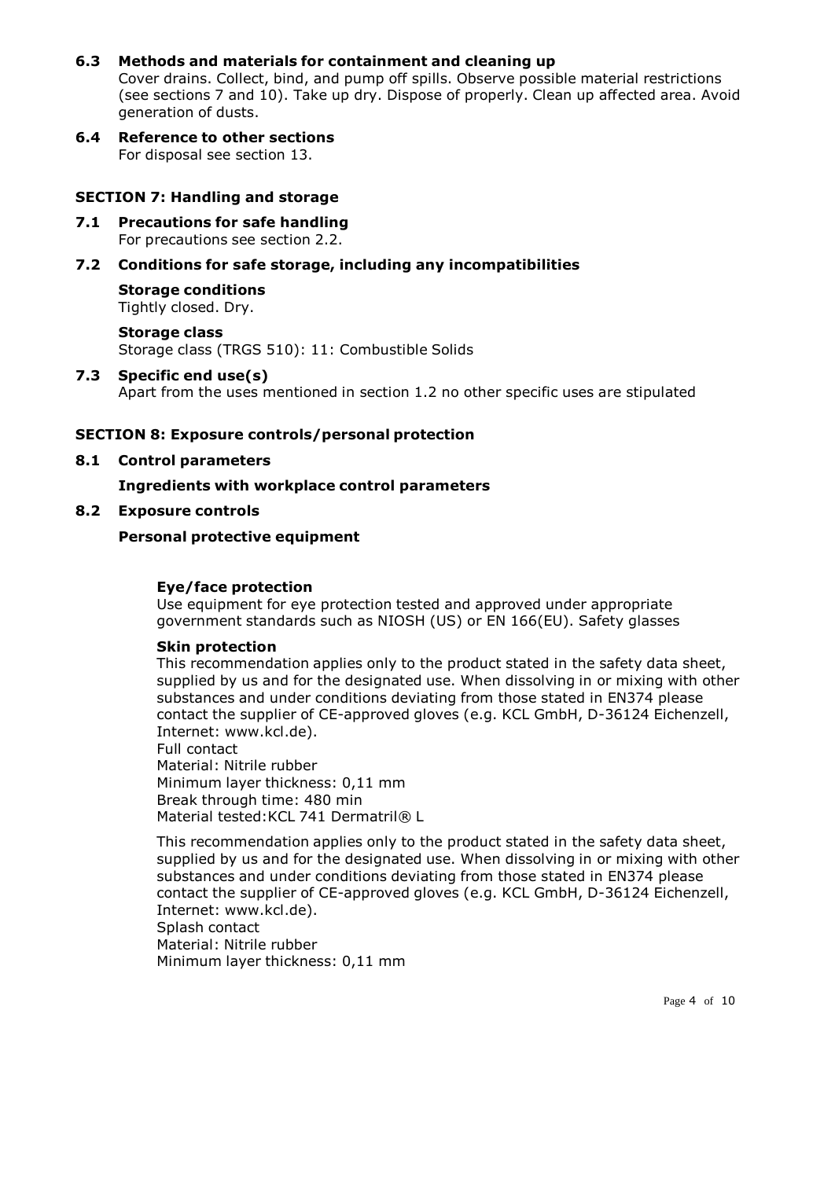### 6.3 Methods and materials for containment and cleaning up

Cover drains. Collect, bind, and pump off spills. Observe possible material restrictions (see sections 7 and 10). Take up dry. Dispose of properly. Clean up affected area. Avoid generation of dusts.

### 6.4 Reference to other sections

For disposal see section 13.

## SECTION 7: Handling and storage

### 7.1 Precautions for safe handling

For precautions see section 2.2.

### 7.2 Conditions for safe storage, including any incompatibilities

**Storage conditions**

Tightly closed. Dry.

**Storage class**

Storage class (TRGS 510): 11: Combustible Solids

### 7.3 Specific end use(s)

Apart from the uses mentioned in section 1.2 no other specific uses are stipulated

## SECTION 8: Exposure controls/personal protection

### 8.1 Control parameters

**Ingredients with workplace control parameters**

### 8.2 Exposure controls

**Personal protective equipment**

**Eye/face protection**

Use equipment for eye protection tested and approved under appropriate government standards such as NIOSH (US) or EN 166(EU). Safety glasses

**Skin protection**

This recommendation applies only to the product stated in the safety data sheet, supplied by us and for the designated use. When dissolving in or mixing with other substances and under conditions deviating from those stated in EN374 please contact the supplier of CE-approved gloves (e.g. KCL GmbH, D-36124 Eichenzell, Internet: www.kcl.de).
Full contact
Material: Nitrile rubber
Minimum layer thickness: 0,11 mm
Break through time: 480 min
Material tested:KCL 741 Dermatril® L

This recommendation applies only to the product stated in the safety data sheet, supplied by us and for the designated use. When dissolving in or mixing with other substances and under conditions deviating from those stated in EN374 please contact the supplier of CE-approved gloves (e.g. KCL GmbH, D-36124 Eichenzell, Internet: www.kcl.de).
Splash contact
Material: Nitrile rubber
Minimum layer thickness: 0,11 mm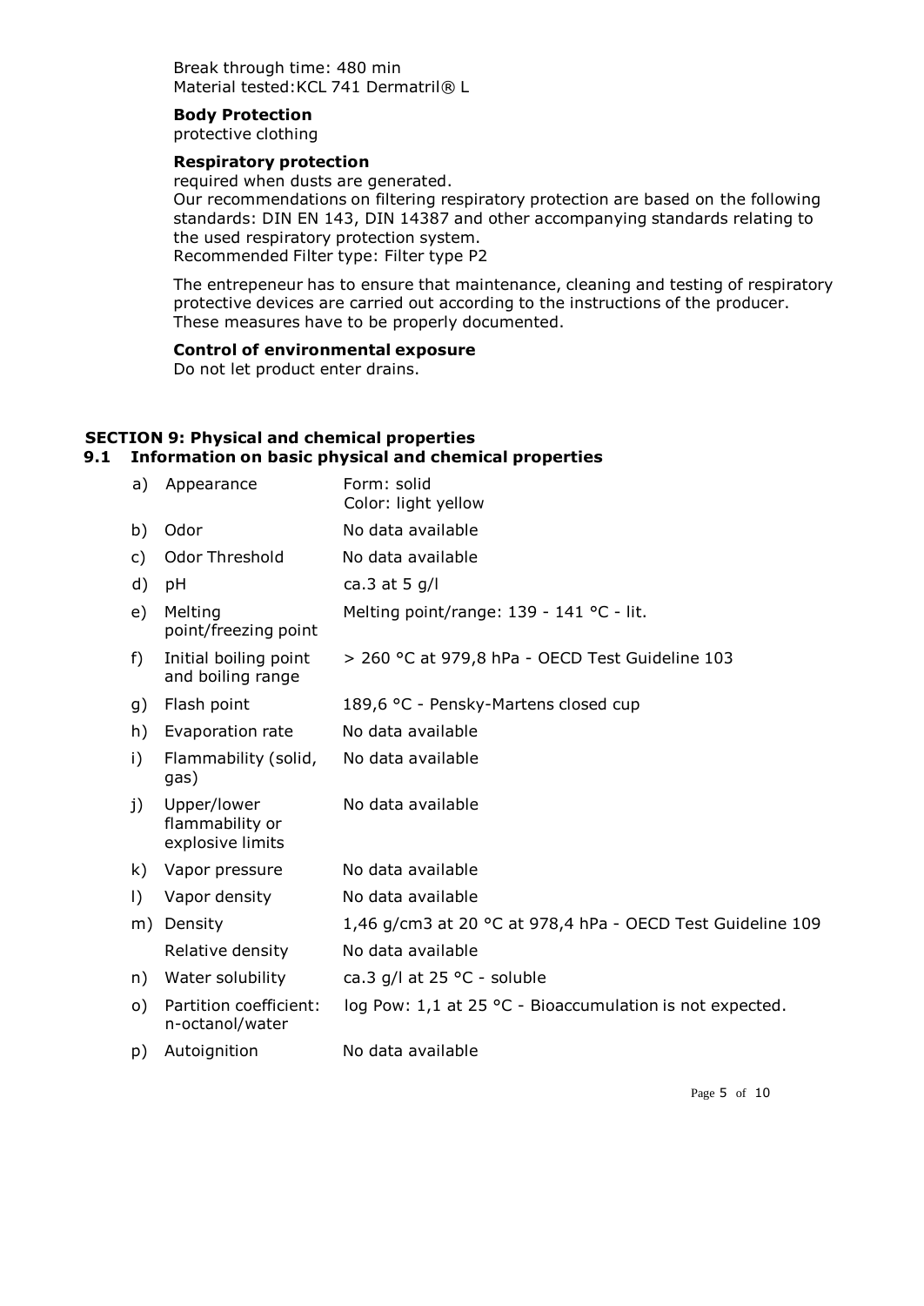Break through time: 480 min
Material tested:KCL 741 Dermatril® L

**Body Protection**
protective clothing

**Respiratory protection**
required when dusts are generated.
Our recommendations on filtering respiratory protection are based on the following standards: DIN EN 143, DIN 14387 and other accompanying standards relating to the used respiratory protection system.
Recommended Filter type: Filter type P2

The entrepeneur has to ensure that maintenance, cleaning and testing of respiratory protective devices are carried out according to the instructions of the producer. These measures have to be properly documented.

**Control of environmental exposure**
Do not let product enter drains.

## SECTION 9: Physical and chemical properties

### 9.1 Information on basic physical and chemical properties

| | | |
|---|---|---|
| a) | Appearance | Form: solid<br>Color: light yellow |
| b) | Odor | No data available |
| c) | Odor Threshold | No data available |
| d) | pH | ca.3 at 5 g/l |
| e) | Melting point/freezing point | Melting point/range: 139 - 141 °C - lit. |
| f) | Initial boiling point and boiling range | > 260 °C at 979,8 hPa - OECD Test Guideline 103 |
| g) | Flash point | 189,6 °C - Pensky-Martens closed cup |
| h) | Evaporation rate | No data available |
| i) | Flammability (solid, gas) | No data available |
| j) | Upper/lower flammability or explosive limits | No data available |
| k) | Vapor pressure | No data available |
| l) | Vapor density | No data available |
| m) | Density | 1,46 g/cm3 at 20 °C at 978,4 hPa - OECD Test Guideline 109 |
| | Relative density | No data available |
| n) | Water solubility | ca.3 g/l at 25 °C - soluble |
| o) | Partition coefficient: n-octanol/water | log Pow: 1,1 at 25 °C - Bioaccumulation is not expected. |
| p) | Autoignition | No data available |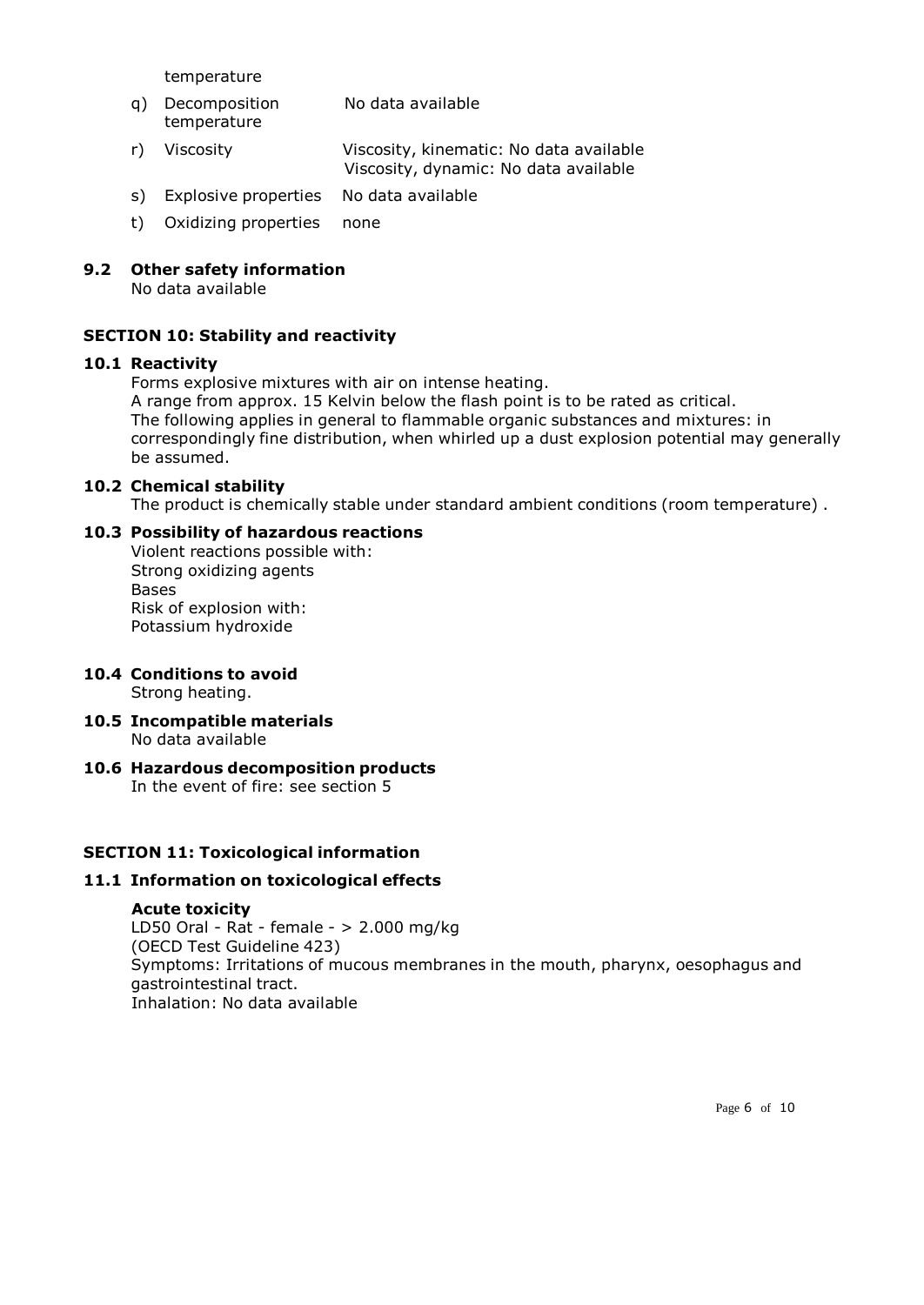temperature

q) Decomposition temperature — No data available

r) Viscosity — Viscosity, kinematic: No data available
Viscosity, dynamic: No data available

s) Explosive properties — No data available

t) Oxidizing properties — none

## 9.2 Other safety information

No data available

# SECTION 10: Stability and reactivity

## 10.1 Reactivity

Forms explosive mixtures with air on intense heating.
A range from approx. 15 Kelvin below the flash point is to be rated as critical.
The following applies in general to flammable organic substances and mixtures: in correspondingly fine distribution, when whirled up a dust explosion potential may generally be assumed.

## 10.2 Chemical stability

The product is chemically stable under standard ambient conditions (room temperature) .

## 10.3 Possibility of hazardous reactions

Violent reactions possible with:
Strong oxidizing agents
Bases
Risk of explosion with:
Potassium hydroxide

## 10.4 Conditions to avoid

Strong heating.

## 10.5 Incompatible materials

No data available

## 10.6 Hazardous decomposition products

In the event of fire: see section 5

# SECTION 11: Toxicological information

## 11.1 Information on toxicological effects

**Acute toxicity**

LD50 Oral - Rat - female - > 2.000 mg/kg
(OECD Test Guideline 423)
Symptoms: Irritations of mucous membranes in the mouth, pharynx, oesophagus and gastrointestinal tract.
Inhalation: No data available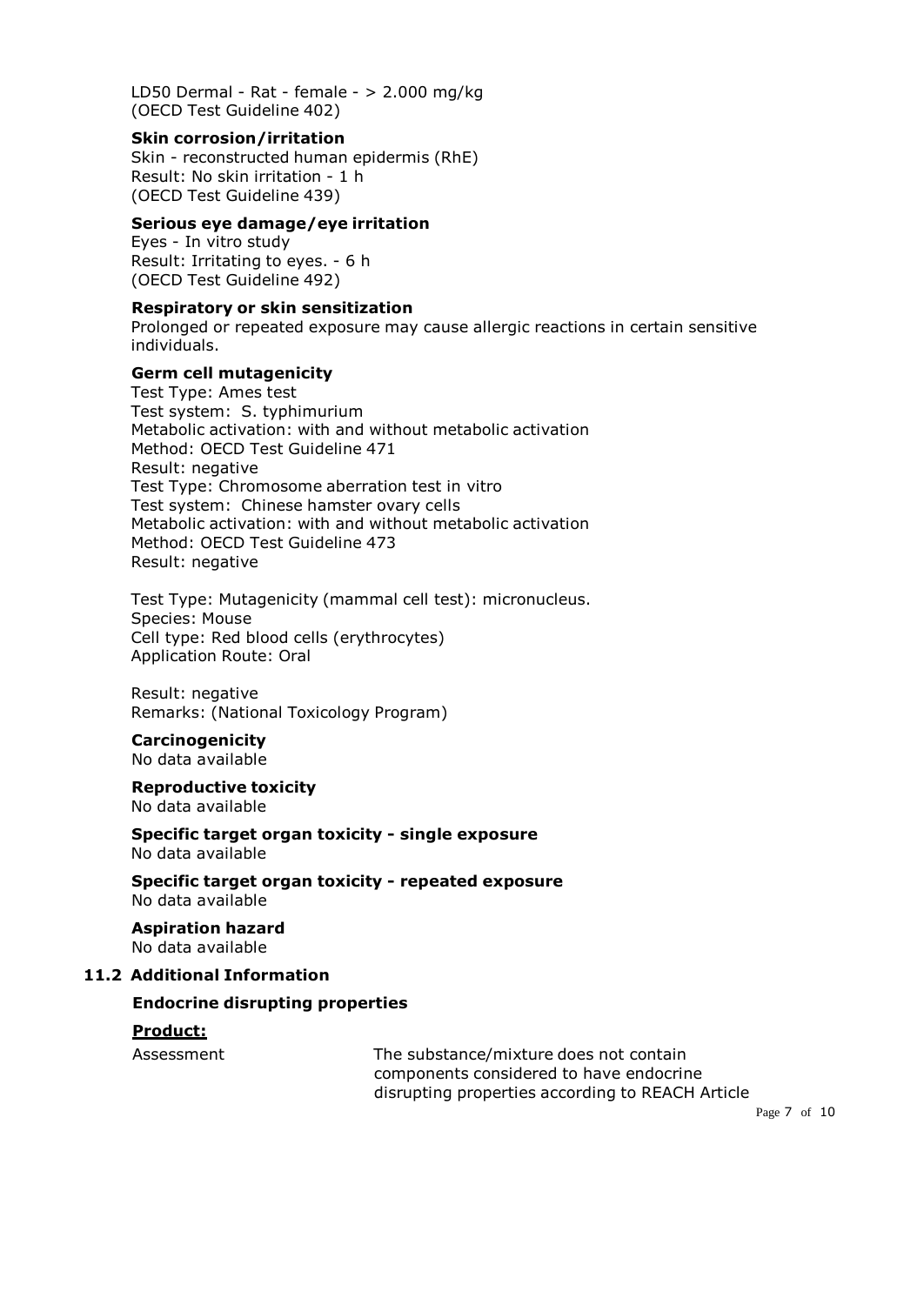LD50 Dermal - Rat - female - > 2.000 mg/kg
(OECD Test Guideline 402)

**Skin corrosion/irritation**

Skin - reconstructed human epidermis (RhE)
Result: No skin irritation - 1 h
(OECD Test Guideline 439)

**Serious eye damage/eye irritation**

Eyes - In vitro study
Result: Irritating to eyes. - 6 h
(OECD Test Guideline 492)

**Respiratory or skin sensitization**

Prolonged or repeated exposure may cause allergic reactions in certain sensitive individuals.

**Germ cell mutagenicity**

Test Type: Ames test
Test system: S. typhimurium
Metabolic activation: with and without metabolic activation
Method: OECD Test Guideline 471
Result: negative
Test Type: Chromosome aberration test in vitro
Test system: Chinese hamster ovary cells
Metabolic activation: with and without metabolic activation
Method: OECD Test Guideline 473
Result: negative

Test Type: Mutagenicity (mammal cell test): micronucleus.
Species: Mouse
Cell type: Red blood cells (erythrocytes)
Application Route: Oral

Result: negative
Remarks: (National Toxicology Program)

**Carcinogenicity**

No data available

**Reproductive toxicity**

No data available

**Specific target organ toxicity - single exposure**

No data available

**Specific target organ toxicity - repeated exposure**

No data available

**Aspiration hazard**

No data available

### 11.2 Additional Information

**Endocrine disrupting properties**

**Product:**

Assessment: The substance/mixture does not contain components considered to have endocrine disrupting properties according to REACH Article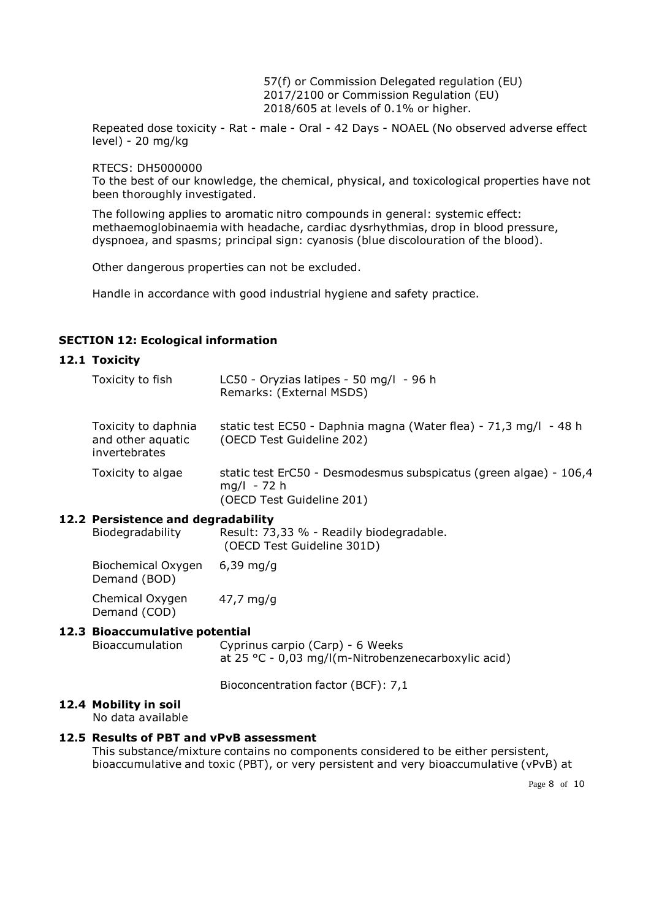57(f) or Commission Delegated regulation (EU) 2017/2100 or Commission Regulation (EU) 2018/605 at levels of 0.1% or higher.

Repeated dose toxicity - Rat - male - Oral - 42 Days - NOAEL (No observed adverse effect level) - 20 mg/kg

RTECS: DH5000000

To the best of our knowledge, the chemical, physical, and toxicological properties have not been thoroughly investigated.

The following applies to aromatic nitro compounds in general: systemic effect: methaemoglobinaemia with headache, cardiac dysrhythmias, drop in blood pressure, dyspnoea, and spasms; principal sign: cyanosis (blue discolouration of the blood).

Other dangerous properties can not be excluded.

Handle in accordance with good industrial hygiene and safety practice.

## SECTION 12: Ecological information

### 12.1 Toxicity

| | |
|---|---|
| Toxicity to fish | LC50 - Oryzias latipes - 50 mg/l - 96 h<br>Remarks: (External MSDS) |
| Toxicity to daphnia and other aquatic invertebrates | static test EC50 - Daphnia magna (Water flea) - 71,3 mg/l - 48 h<br>(OECD Test Guideline 202) |
| Toxicity to algae | static test ErC50 - Desmodesmus subspicatus (green algae) - 106,4 mg/l - 72 h<br>(OECD Test Guideline 201) |

### 12.2 Persistence and degradability

| | |
|---|---|
| Biodegradability | Result: 73,33 % - Readily biodegradable.<br>(OECD Test Guideline 301D) |
| Biochemical Oxygen Demand (BOD) | 6,39 mg/g |
| Chemical Oxygen Demand (COD) | 47,7 mg/g |

### 12.3 Bioaccumulative potential

| | |
|---|---|
| Bioaccumulation | Cyprinus carpio (Carp) - 6 Weeks<br>at 25 °C - 0,03 mg/l(m-Nitrobenzenecarboxylic acid)<br><br>Bioconcentration factor (BCF): 7,1 |

### 12.4 Mobility in soil

No data available

### 12.5 Results of PBT and vPvB assessment

This substance/mixture contains no components considered to be either persistent, bioaccumulative and toxic (PBT), or very persistent and very bioaccumulative (vPvB) at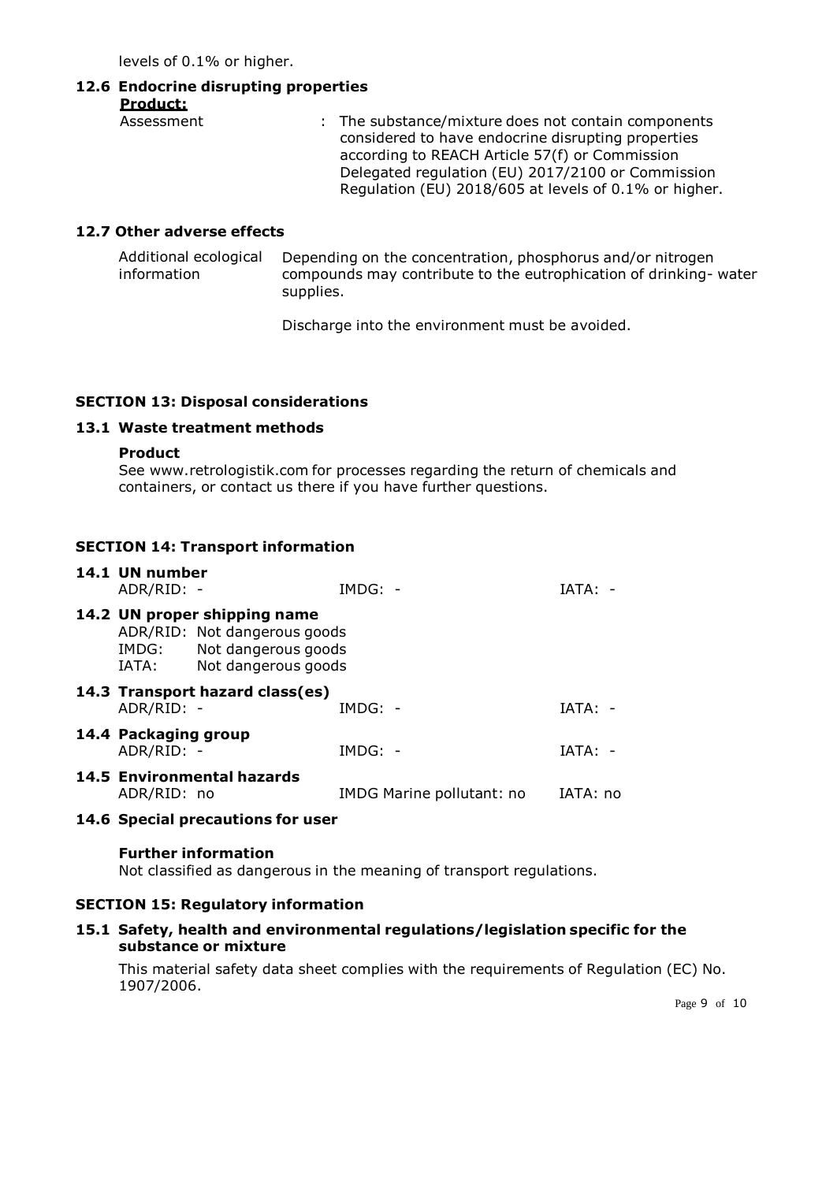levels of 0.1% or higher.

### 12.6 Endocrine disrupting properties

**Product:**

| | |
|---|---|
| Assessment | : The substance/mixture does not contain components considered to have endocrine disrupting properties according to REACH Article 57(f) or Commission Delegated regulation (EU) 2017/2100 or Commission Regulation (EU) 2018/605 at levels of 0.1% or higher. |

### 12.7 Other adverse effects

| | |
|---|---|
| Additional ecological information | Depending on the concentration, phosphorus and/or nitrogen compounds may contribute to the eutrophication of drinking- water supplies. |
| | Discharge into the environment must be avoided. |

## SECTION 13: Disposal considerations

### 13.1 Waste treatment methods

**Product**

See www.retrologistik.com for processes regarding the return of chemicals and containers, or contact us there if you have further questions.

## SECTION 14: Transport information

### 14.1 UN number

| | | |
|---|---|---|
| ADR/RID: - | IMDG: - | IATA: - |

### 14.2 UN proper shipping name

| | |
|---|---|
| ADR/RID: | Not dangerous goods |
| IMDG: | Not dangerous goods |
| IATA: | Not dangerous goods |

### 14.3 Transport hazard class(es)

| | | |
|---|---|---|
| ADR/RID: - | IMDG: - | IATA: - |

### 14.4 Packaging group

| | | |
|---|---|---|
| ADR/RID: - | IMDG: - | IATA: - |

### 14.5 Environmental hazards

| | | |
|---|---|---|
| ADR/RID: no | IMDG Marine pollutant: no | IATA: no |

### 14.6 Special precautions for user

**Further information**

Not classified as dangerous in the meaning of transport regulations.

## SECTION 15: Regulatory information

### 15.1 Safety, health and environmental regulations/legislation specific for the substance or mixture

This material safety data sheet complies with the requirements of Regulation (EC) No. 1907/2006.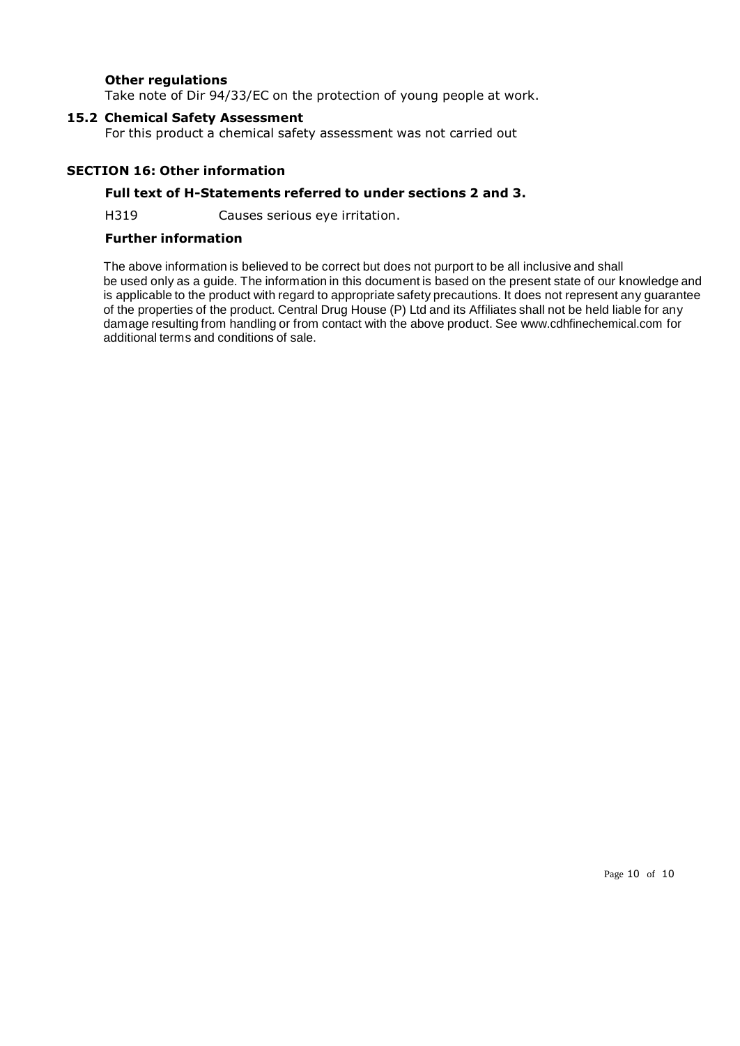**Other regulations**

Take note of Dir 94/33/EC on the protection of young people at work.

### 15.2 Chemical Safety Assessment

For this product a chemical safety assessment was not carried out

## SECTION 16: Other information

### Full text of H-Statements referred to under sections 2 and 3.

H319 Causes serious eye irritation.

### Further information

The above information is believed to be correct but does not purport to be all inclusive and shall be used only as a guide. The information in this document is based on the present state of our knowledge and is applicable to the product with regard to appropriate safety precautions. It does not represent any guarantee of the properties of the product. Central Drug House (P) Ltd and its Affiliates shall not be held liable for any damage resulting from handling or from contact with the above product. See www.cdhfinechemical.com for additional terms and conditions of sale.